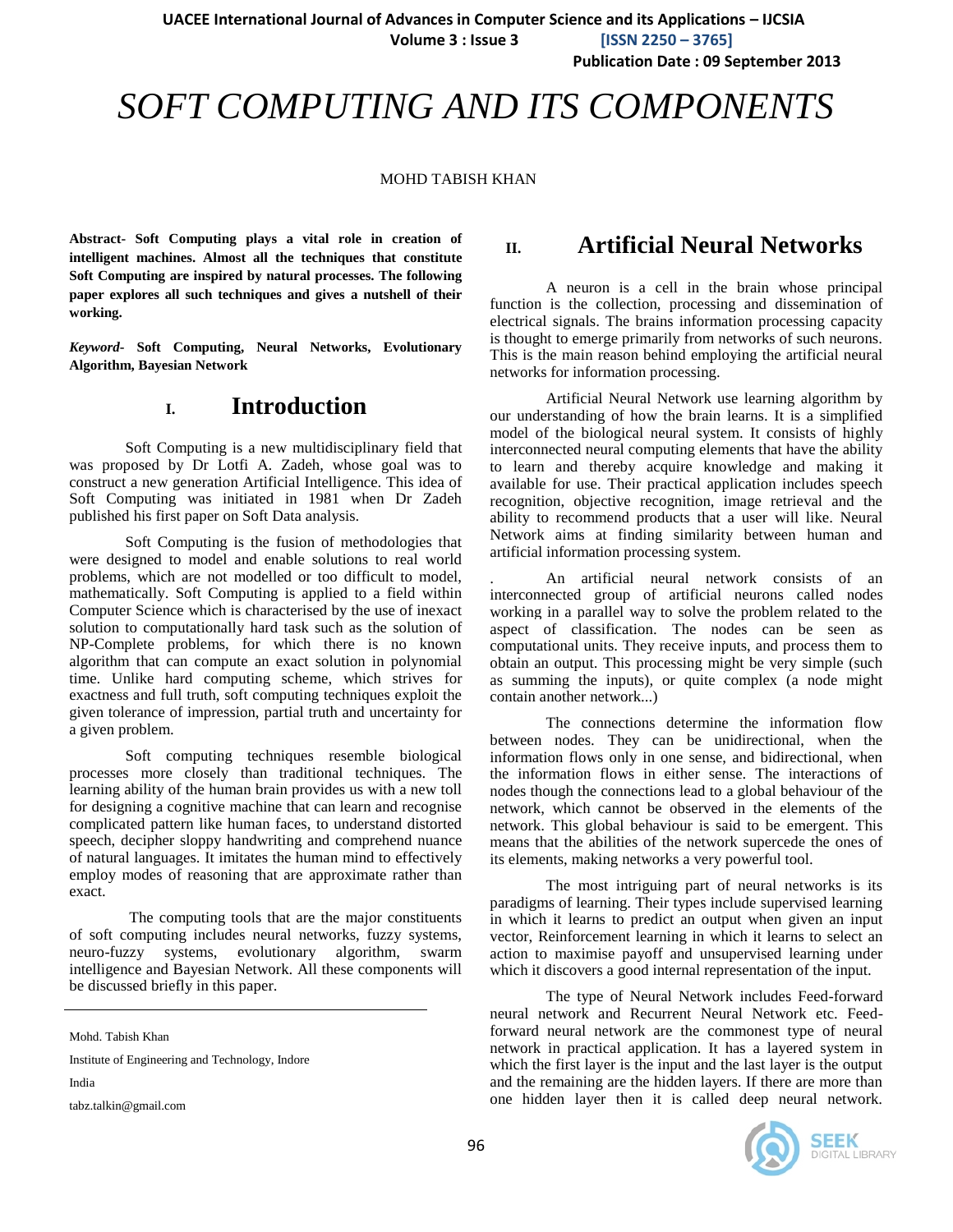# SOFT COMPUTING AND ITS COMPONENTS

MOHD TABISH KHAN

**Abstract- Soft Computing plays a vital role in creation of intelligent machines. Almost all the techniques that constitute Soft Computing are inspired by natural processes. The following paper explores all such techniques and gives a nutshell of their working.**

***Keyword-*** **Soft Computing, Neural Networks, Evolutionary Algorithm, Bayesian Network**

## I. Introduction

Soft Computing is a new multidisciplinary field that was proposed by Dr Lotfi A. Zadeh, whose goal was to construct a new generation Artificial Intelligence. This idea of Soft Computing was initiated in 1981 when Dr Zadeh published his first paper on Soft Data analysis.

Soft Computing is the fusion of methodologies that were designed to model and enable solutions to real world problems, which are not modelled or too difficult to model, mathematically. Soft Computing is applied to a field within Computer Science which is characterised by the use of inexact solution to computationally hard task such as the solution of NP-Complete problems, for which there is no known algorithm that can compute an exact solution in polynomial time. Unlike hard computing scheme, which strives for exactness and full truth, soft computing techniques exploit the given tolerance of impression, partial truth and uncertainty for a given problem.

Soft computing techniques resemble biological processes more closely than traditional techniques. The learning ability of the human brain provides us with a new toll for designing a cognitive machine that can learn and recognise complicated pattern like human faces, to understand distorted speech, decipher sloppy handwriting and comprehend nuance of natural languages. It imitates the human mind to effectively employ modes of reasoning that are approximate rather than exact.

The computing tools that are the major constituents of soft computing includes neural networks, fuzzy systems, neuro-fuzzy systems, evolutionary algorithm, swarm intelligence and Bayesian Network. All these components will be discussed briefly in this paper.

Mohd. Tabish Khan

Institute of Engineering and Technology, Indore

India

tabz.talkin@gmail.com

## II. Artificial Neural Networks

A neuron is a cell in the brain whose principal function is the collection, processing and dissemination of electrical signals. The brains information processing capacity is thought to emerge primarily from networks of such neurons. This is the main reason behind employing the artificial neural networks for information processing.

Artificial Neural Network use learning algorithm by our understanding of how the brain learns. It is a simplified model of the biological neural system. It consists of highly interconnected neural computing elements that have the ability to learn and thereby acquire knowledge and making it available for use. Their practical application includes speech recognition, objective recognition, image retrieval and the ability to recommend products that a user will like. Neural Network aims at finding similarity between human and artificial information processing system.

. An artificial neural network consists of an interconnected group of artificial neurons called nodes working in a parallel way to solve the problem related to the aspect of classification. The nodes can be seen as computational units. They receive inputs, and process them to obtain an output. This processing might be very simple (such as summing the inputs), or quite complex (a node might contain another network...)

The connections determine the information flow between nodes. They can be unidirectional, when the information flows only in one sense, and bidirectional, when the information flows in either sense. The interactions of nodes though the connections lead to a global behaviour of the network, which cannot be observed in the elements of the network. This global behaviour is said to be emergent. This means that the abilities of the network supercede the ones of its elements, making networks a very powerful tool.

The most intriguing part of neural networks is its paradigms of learning. Their types include supervised learning in which it learns to predict an output when given an input vector, Reinforcement learning in which it learns to select an action to maximise payoff and unsupervised learning under which it discovers a good internal representation of the input.

The type of Neural Network includes Feed-forward neural network and Recurrent Neural Network etc. Feed-forward neural network are the commonest type of neural network in practical application. It has a layered system in which the first layer is the input and the last layer is the output and the remaining are the hidden layers. If there are more than one hidden layer then it is called deep neural network.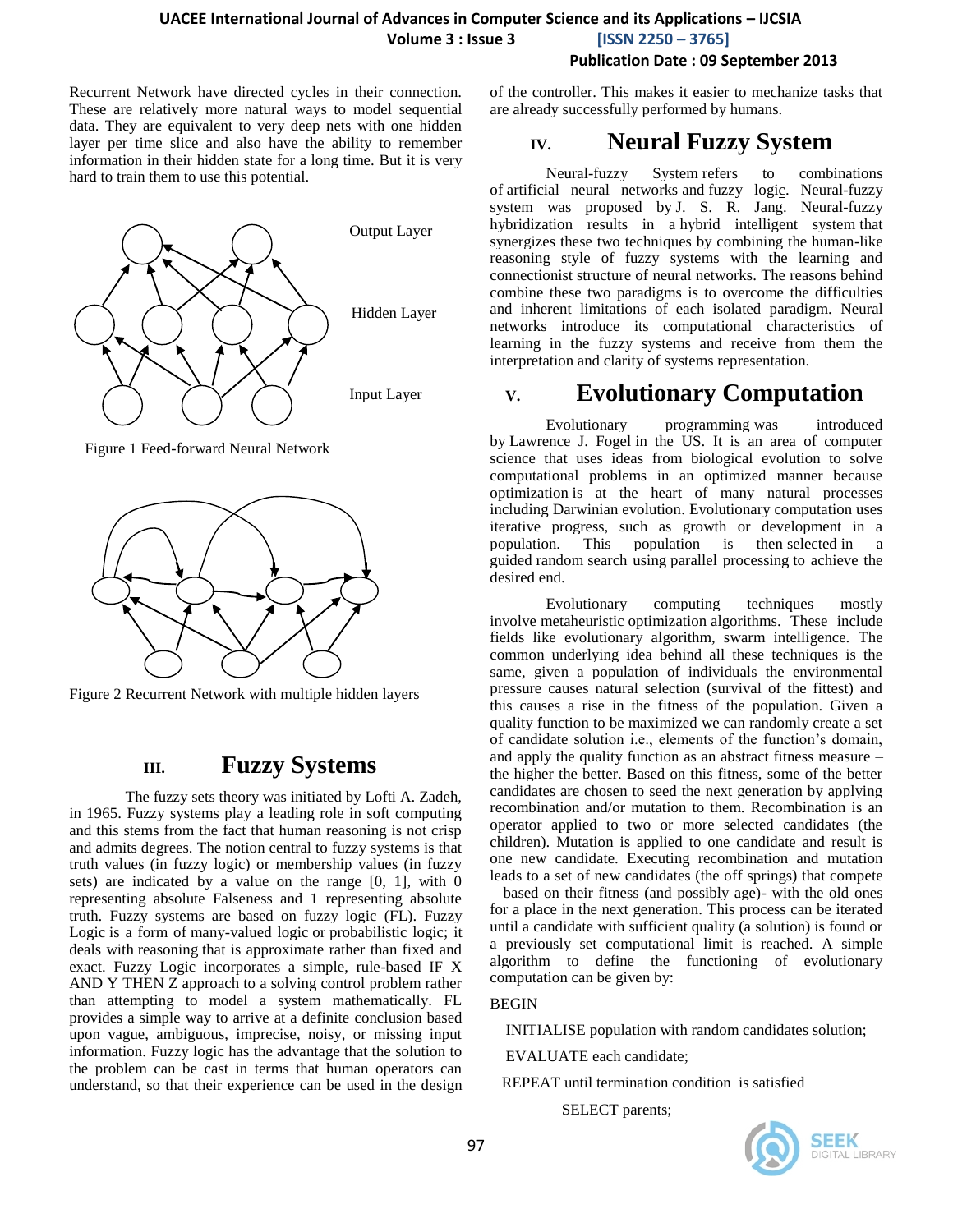Recurrent Network have directed cycles in their connection. These are relatively more natural ways to model sequential data. They are equivalent to very deep nets with one hidden layer per time slice and also have the ability to remember information in their hidden state for a long time. But it is very hard to train them to use this potential.

Figure 1 Feed-forward Neural Network

Figure 2 Recurrent Network with multiple hidden layers

## III. Fuzzy Systems

The fuzzy sets theory was initiated by Lofti A. Zadeh, in 1965. Fuzzy systems play a leading role in soft computing and this stems from the fact that human reasoning is not crisp and admits degrees. The notion central to fuzzy systems is that truth values (in fuzzy logic) or membership values (in fuzzy sets) are indicated by a value on the range [0, 1], with 0 representing absolute Falseness and 1 representing absolute truth. Fuzzy systems are based on fuzzy logic (FL). Fuzzy Logic is a form of many-valued logic or probabilistic logic; it deals with reasoning that is approximate rather than fixed and exact. Fuzzy Logic incorporates a simple, rule-based IF X AND Y THEN Z approach to a solving control problem rather than attempting to model a system mathematically. FL provides a simple way to arrive at a definite conclusion based upon vague, ambiguous, imprecise, noisy, or missing input information. Fuzzy logic has the advantage that the solution to the problem can be cast in terms that human operators can understand, so that their experience can be used in the design of the controller. This makes it easier to mechanize tasks that are already successfully performed by humans.

## IV. Neural Fuzzy System

Neural-fuzzy System refers to combinations of artificial neural networks and fuzzy logic. Neural-fuzzy system was proposed by J. S. R. Jang. Neural-fuzzy hybridization results in a hybrid intelligent system that synergizes these two techniques by combining the human-like reasoning style of fuzzy systems with the learning and connectionist structure of neural networks. The reasons behind combine these two paradigms is to overcome the difficulties and inherent limitations of each isolated paradigm. Neural networks introduce its computational characteristics of learning in the fuzzy systems and receive from them the interpretation and clarity of systems representation.

## V. Evolutionary Computation

Evolutionary programming was introduced by Lawrence J. Fogel in the US. It is an area of computer science that uses ideas from biological evolution to solve computational problems in an optimized manner because optimization is at the heart of many natural processes including Darwinian evolution. Evolutionary computation uses iterative progress, such as growth or development in a population. This population is then selected in a guided random search using parallel processing to achieve the desired end.

Evolutionary computing techniques mostly involve metaheuristic optimization algorithms. These include fields like evolutionary algorithm, swarm intelligence. The common underlying idea behind all these techniques is the same, given a population of individuals the environmental pressure causes natural selection (survival of the fittest) and this causes a rise in the fitness of the population. Given a quality function to be maximized we can randomly create a set of candidate solution i.e., elements of the function's domain, and apply the quality function as an abstract fitness measure – the higher the better. Based on this fitness, some of the better candidates are chosen to seed the next generation by applying recombination and/or mutation to them. Recombination is an operator applied to two or more selected candidates (the children). Mutation is applied to one candidate and result is one new candidate. Executing recombination and mutation leads to a set of new candidates (the off springs) that compete – based on their fitness (and possibly age)- with the old ones for a place in the next generation. This process can be iterated until a candidate with sufficient quality (a solution) is found or a previously set computational limit is reached. A simple algorithm to define the functioning of evolutionary computation can be given by:

```
BEGIN
  INITIALISE population with random candidates solution;
  EVALUATE each candidate;
  REPEAT until termination condition is satisfied
        SELECT parents;
```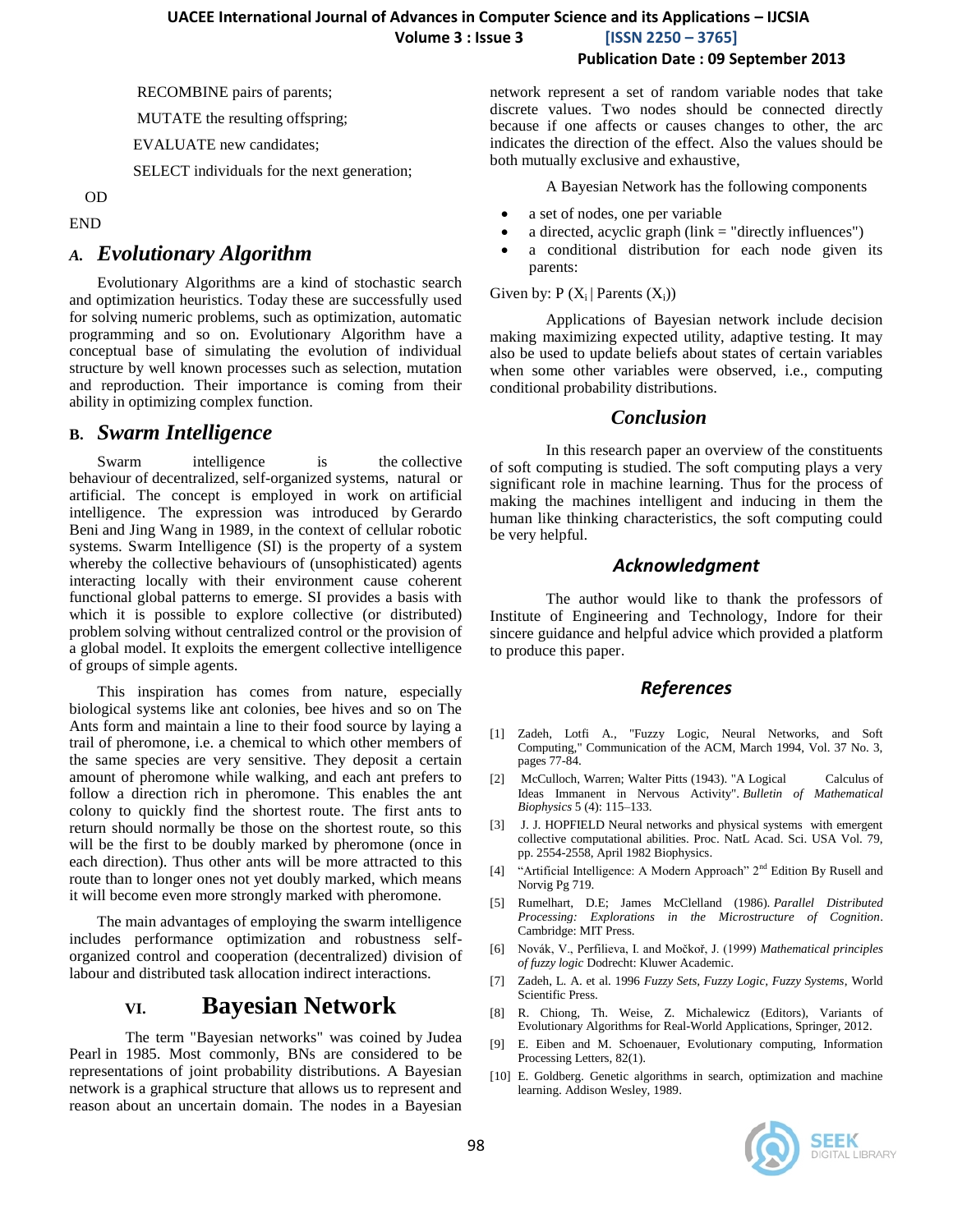RECOMBINE pairs of parents;

MUTATE the resulting offspring;

EVALUATE new candidates;

SELECT individuals for the next generation;

OD

END

### *A. Evolutionary Algorithm*

Evolutionary Algorithms are a kind of stochastic search and optimization heuristics. Today these are successfully used for solving numeric problems, such as optimization, automatic programming and so on. Evolutionary Algorithm have a conceptual base of simulating the evolution of individual structure by well known processes such as selection, mutation and reproduction. Their importance is coming from their ability in optimizing complex function.

### *B. Swarm Intelligence*

Swarm intelligence is the collective behaviour of decentralized, self-organized systems, natural or artificial. The concept is employed in work on artificial intelligence. The expression was introduced by Gerardo Beni and Jing Wang in 1989, in the context of cellular robotic systems. Swarm Intelligence (SI) is the property of a system whereby the collective behaviours of (unsophisticated) agents interacting locally with their environment cause coherent functional global patterns to emerge. SI provides a basis with which it is possible to explore collective (or distributed) problem solving without centralized control or the provision of a global model. It exploits the emergent collective intelligence of groups of simple agents.

This inspiration has comes from nature, especially biological systems like ant colonies, bee hives and so on The Ants form and maintain a line to their food source by laying a trail of pheromone, i.e. a chemical to which other members of the same species are very sensitive. They deposit a certain amount of pheromone while walking, and each ant prefers to follow a direction rich in pheromone. This enables the ant colony to quickly find the shortest route. The first ants to return should normally be those on the shortest route, so this will be the first to be doubly marked by pheromone (once in each direction). Thus other ants will be more attracted to this route than to longer ones not yet doubly marked, which means it will become even more strongly marked with pheromone.

The main advantages of employing the swarm intelligence includes performance optimization and robustness self-organized control and cooperation (decentralized) division of labour and distributed task allocation indirect interactions.

## VI. Bayesian Network

The term "Bayesian networks" was coined by Judea Pearl in 1985. Most commonly, BNs are considered to be representations of joint probability distributions. A Bayesian network is a graphical structure that allows us to represent and reason about an uncertain domain. The nodes in a Bayesian network represent a set of random variable nodes that take discrete values. Two nodes should be connected directly because if one affects or causes changes to other, the arc indicates the direction of the effect. Also the values should be both mutually exclusive and exhaustive,

A Bayesian Network has the following components

- a set of nodes, one per variable
- a directed, acyclic graph (link = "directly influences")
- a conditional distribution for each node given its parents:

Given by: $P(X_i \mid \text{Parents}(X_i))$

Applications of Bayesian network include decision making maximizing expected utility, adaptive testing. It may also be used to update beliefs about states of certain variables when some other variables were observed, i.e., computing conditional probability distributions.

## *Conclusion*

In this research paper an overview of the constituents of soft computing is studied. The soft computing plays a very significant role in machine learning. Thus for the process of making the machines intelligent and inducing in them the human like thinking characteristics, the soft computing could be very helpful.

## *Acknowledgment*

The author would like to thank the professors of Institute of Engineering and Technology, Indore for their sincere guidance and helpful advice which provided a platform to produce this paper.

## *References*

[1] Zadeh, Lotfi A., "Fuzzy Logic, Neural Networks, and Soft Computing," Communication of the ACM, March 1994, Vol. 37 No. 3, pages 77-84.

[2] McCulloch, Warren; Walter Pitts (1943). "A Logical Calculus of Ideas Immanent in Nervous Activity". *Bulletin of Mathematical Biophysics* 5 (4): 115–133.

[3] J. J. HOPFIELD Neural networks and physical systems with emergent collective computational abilities. Proc. NatL Acad. Sci. USA Vol. 79, pp. 2554-2558, April 1982 Biophysics.

[4] "Artificial Intelligence: A Modern Approach" 2nd Edition By Rusell and Norvig Pg 719.

[5] Rumelhart, D.E; James McClelland (1986). *Parallel Distributed Processing: Explorations in the Microstructure of Cognition*. Cambridge: MIT Press.

[6] Novák, V., Perfilieva, I. and Močkoř, J. (1999) *Mathematical principles of fuzzy logic* Dodrecht: Kluwer Academic.

[7] Zadeh, L. A. et al. 1996 *Fuzzy Sets, Fuzzy Logic, Fuzzy Systems*, World Scientific Press.

[8] R. Chiong, Th. Weise, Z. Michalewicz (Editors), Variants of Evolutionary Algorithms for Real-World Applications, Springer, 2012.

[9] E. Eiben and M. Schoenauer, Evolutionary computing, Information Processing Letters, 82(1).

[10] E. Goldberg. Genetic algorithms in search, optimization and machine learning. Addison Wesley, 1989.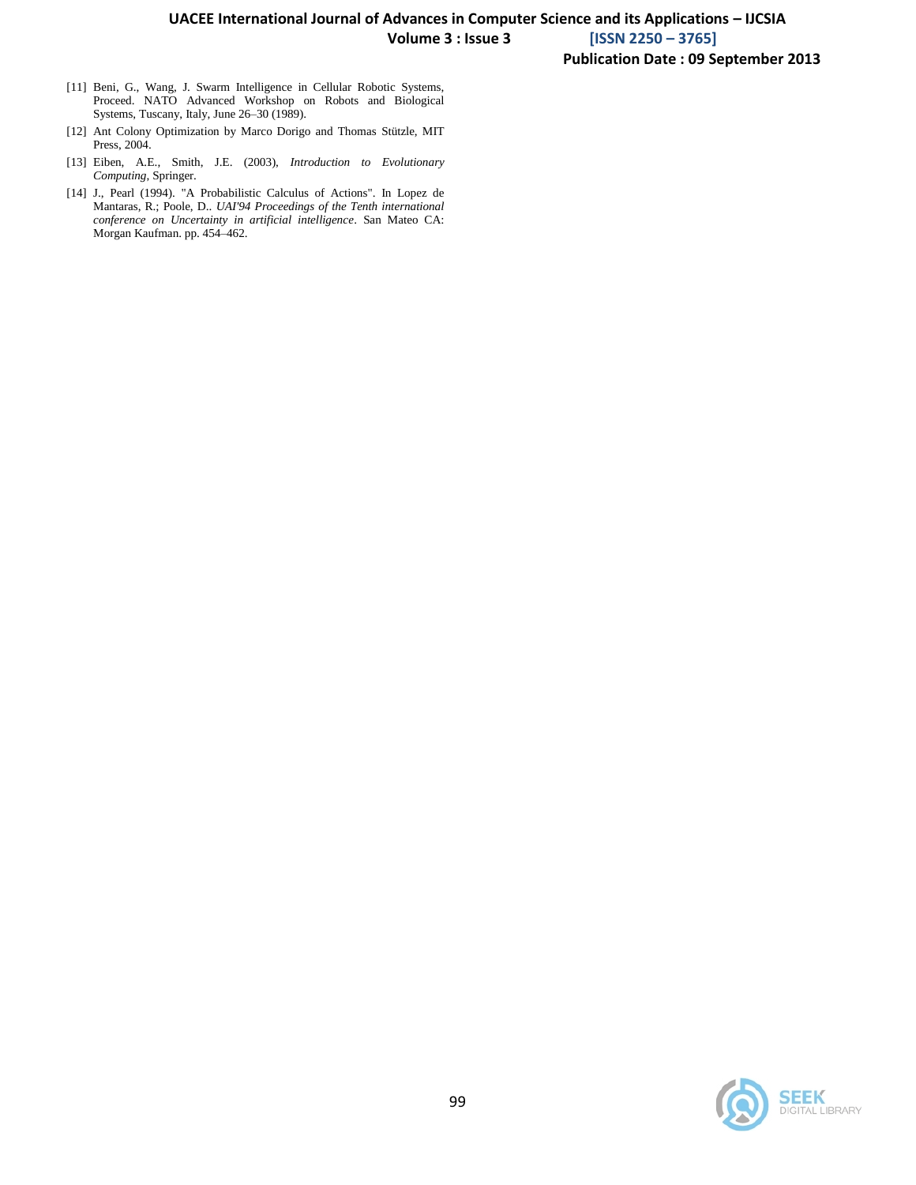[11] Beni, G., Wang, J. Swarm Intelligence in Cellular Robotic Systems, Proceed. NATO Advanced Workshop on Robots and Biological Systems, Tuscany, Italy, June 26–30 (1989).

[12] Ant Colony Optimization by Marco Dorigo and Thomas Stützle, MIT Press, 2004.

[13] Eiben, A.E., Smith, J.E. (2003), *Introduction to Evolutionary Computing*, Springer.

[14] J., Pearl (1994). "A Probabilistic Calculus of Actions". In Lopez de Mantaras, R.; Poole, D.. *UAI'94 Proceedings of the Tenth international conference on Uncertainty in artificial intelligence*. San Mateo CA: Morgan Kaufman. pp. 454–462.